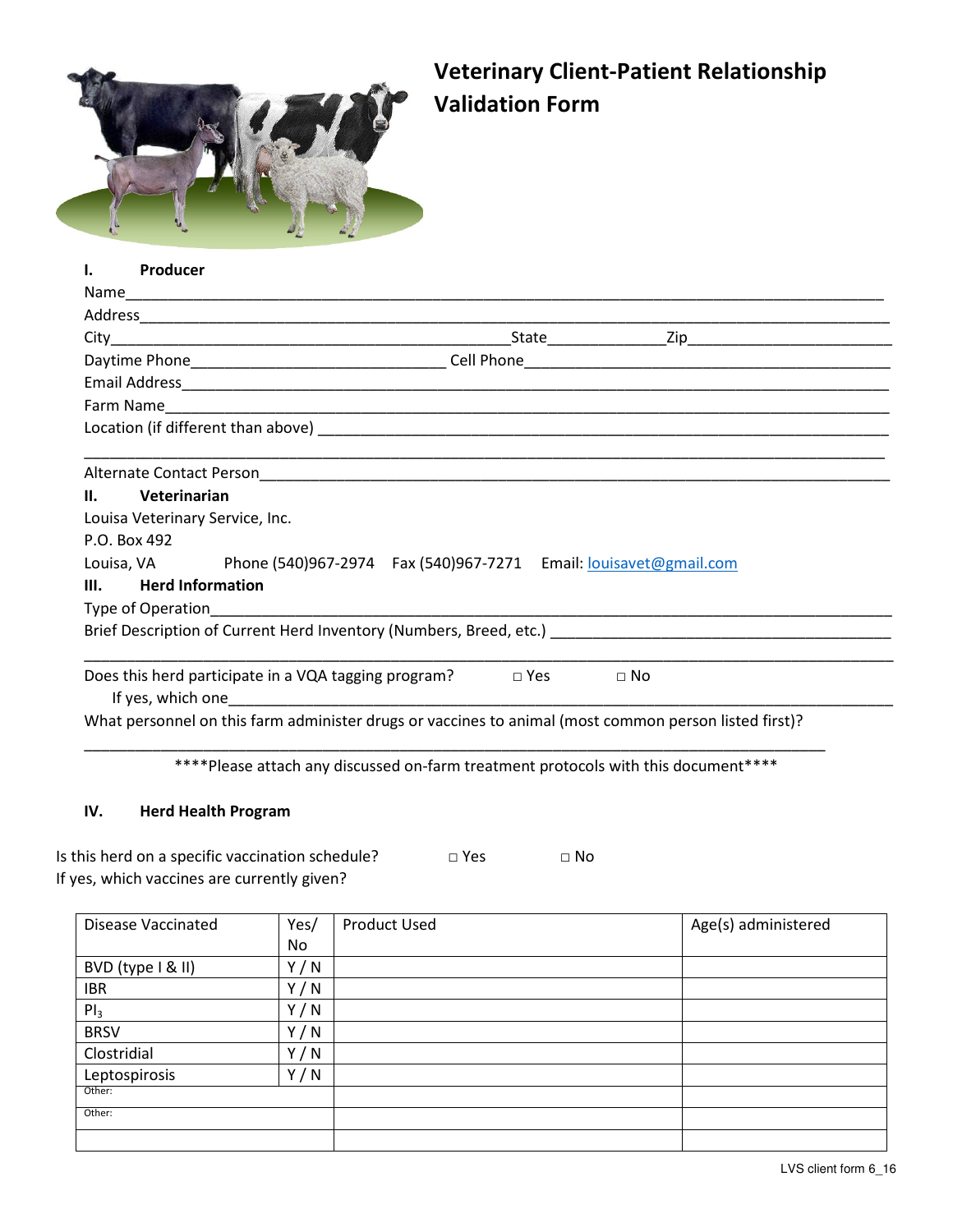# Veterinary Client-Patient Relationship Validation Form

## I. Producer

Name\_\_\_\_\_\_\_\_\_\_\_\_\_\_\_\_\_\_\_\_\_\_\_\_\_\_\_\_\_\_\_\_\_\_\_\_\_\_\_\_\_\_\_\_\_\_\_\_\_\_\_\_\_\_\_\_\_\_\_\_\_\_

Address\_\_\_\_\_\_\_\_\_\_\_\_\_\_\_\_\_\_\_\_\_\_\_\_\_\_\_\_\_\_\_\_\_\_\_\_\_\_\_\_\_\_\_\_\_\_\_\_\_\_\_\_\_\_\_\_\_\_\_\_

City\_\_\_\_\_\_\_\_\_\_\_\_\_\_\_\_\_\_\_\_\_\_\_\_\_\_\_\_\_\_\_\_State\_\_\_\_\_\_\_\_\_\_Zip\_\_\_\_\_\_\_\_\_\_\_\_\_\_\_\_

Daytime Phone\_\_\_\_\_\_\_\_\_\_\_\_\_\_\_\_\_\_\_\_ Cell Phone\_\_\_\_\_\_\_\_\_\_\_\_\_\_\_\_\_\_\_\_\_\_\_\_\_\_\_\_

Email Address\_\_\_\_\_\_\_\_\_\_\_\_\_\_\_\_\_\_\_\_\_\_\_\_\_\_\_\_\_\_\_\_\_\_\_\_\_\_\_\_\_\_\_\_\_\_\_\_\_\_\_\_\_\_\_\_

Farm Name\_\_\_\_\_\_\_\_\_\_\_\_\_\_\_\_\_\_\_\_\_\_\_\_\_\_\_\_\_\_\_\_\_\_\_\_\_\_\_\_\_\_\_\_\_\_\_\_\_\_\_\_\_\_\_\_\_\_

Location (if different than above) \_\_\_\_\_\_\_\_\_\_\_\_\_\_\_\_\_\_\_\_\_\_\_\_\_\_\_\_\_\_\_\_\_\_\_\_\_\_\_\_\_\_\_\_

\_\_\_\_\_\_\_\_\_\_\_\_\_\_\_\_\_\_\_\_\_\_\_\_\_\_\_\_\_\_\_\_\_\_\_\_\_\_\_\_\_\_\_\_\_\_\_\_\_\_\_\_\_\_\_\_\_\_\_\_\_\_\_\_\_\_\_\_\_\_\_\_

Alternate Contact Person\_\_\_\_\_\_\_\_\_\_\_\_\_\_\_\_\_\_\_\_\_\_\_\_\_\_\_\_\_\_\_\_\_\_\_\_\_\_\_\_\_\_\_\_\_\_\_\_\_\_\_\_

## II. Veterinarian

Louisa Veterinary Service, Inc.
P.O. Box 492
Louisa, VA Phone (540)967-2974 Fax (540)967-7271 Email: louisavet@gmail.com

## III. Herd Information

Type of Operation\_\_\_\_\_\_\_\_\_\_\_\_\_\_\_\_\_\_\_\_\_\_\_\_\_\_\_\_\_\_\_\_\_\_\_\_\_\_\_\_\_\_\_\_\_\_\_\_\_\_\_\_\_\_\_\_\_

Brief Description of Current Herd Inventory (Numbers, Breed, etc.) \_\_\_\_\_\_\_\_\_\_\_\_\_\_\_\_\_\_\_\_\_\_\_\_\_\_

\_\_\_\_\_\_\_\_\_\_\_\_\_\_\_\_\_\_\_\_\_\_\_\_\_\_\_\_\_\_\_\_\_\_\_\_\_\_\_\_\_\_\_\_\_\_\_\_\_\_\_\_\_\_\_\_\_\_\_\_\_\_\_\_\_\_\_\_\_\_\_\_

Does this herd participate in a VQA tagging program? □ Yes □ No

If yes, which one\_\_\_\_\_\_\_\_\_\_\_\_\_\_\_\_\_\_\_\_\_\_\_\_\_\_\_\_\_\_\_\_\_\_\_\_\_\_\_\_\_\_\_\_\_\_\_\_\_\_\_\_\_\_\_\_\_

What personnel on this farm administer drugs or vaccines to animal (most common person listed first)?

\_\_\_\_\_\_\_\_\_\_\_\_\_\_\_\_\_\_\_\_\_\_\_\_\_\_\_\_\_\_\_\_\_\_\_\_\_\_\_\_\_\_\_\_\_\_\_\_\_\_\_\_\_\_\_\_\_\_\_\_\_\_\_\_\_\_\_\_\_\_

\*\*\*\*Please attach any discussed on-farm treatment protocols with this document\*\*\*\*

## IV. Herd Health Program

Is this herd on a specific vaccination schedule? □ Yes □ No

If yes, which vaccines are currently given?

| Disease Vaccinated | Yes/ No | Product Used | Age(s) administered |
|---|---|---|---|
| BVD (type I & II) | Y / N | | |
| IBR | Y / N | | |
| $PI_3$ | Y / N | | |
| BRSV | Y / N | | |
| Clostridial | Y / N | | |
| Leptospirosis | Y / N | | |
| Other: | | | |
| Other: | | | |
| | | | |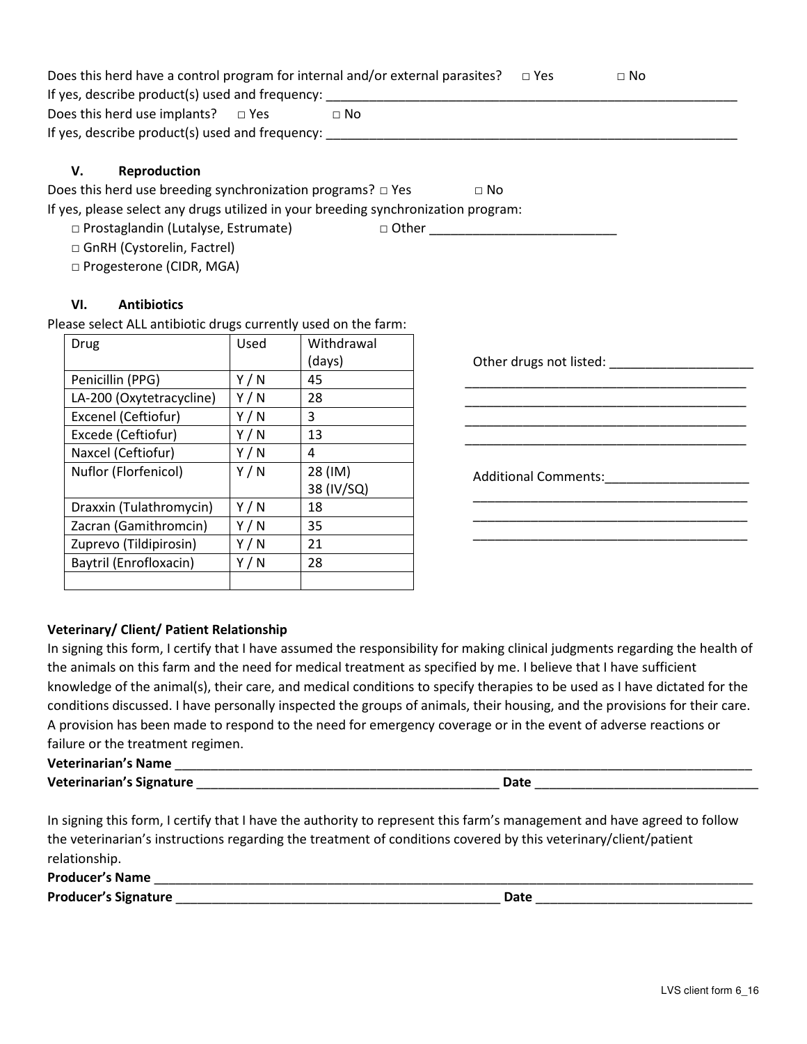Does this herd have a control program for internal and/or external parasites? □ Yes □ No

If yes, describe product(s) used and frequency: ____________________________________________________________

Does this herd use implants? □ Yes □ No

If yes, describe product(s) used and frequency: ____________________________________________________________

### V. Reproduction

Does this herd use breeding synchronization programs? □ Yes □ No

If yes, please select any drugs utilized in your breeding synchronization program:

- □ Prostaglandin (Lutalyse, Estrumate)
- □ GnRH (Cystorelin, Factrel)
- □ Progesterone (CIDR, MGA)
- □ Other __________________________

### VI. Antibiotics

Please select ALL antibiotic drugs currently used on the farm:

| Drug | Used | Withdrawal (days) |
|---|---|---|
| Penicillin (PPG) | Y / N | 45 |
| LA-200 (Oxytetracycline) | Y / N | 28 |
| Excenel (Ceftiofur) | Y / N | 3 |
| Excede (Ceftiofur) | Y / N | 13 |
| Naxcel (Ceftiofur) | Y / N | 4 |
| Nuflor (Florfenicol) | Y / N | 28 (IM) 38 (IV/SQ) |
| Draxxin (Tulathromycin) | Y / N | 18 |
| Zacran (Gamithromcin) | Y / N | 35 |
| Zuprevo (Tildipirosin) | Y / N | 21 |
| Baytril (Enrofloxacin) | Y / N | 28 |
| | | |

Other drugs not listed: ____________________

________________________________________

________________________________________

________________________________________

________________________________________

Additional Comments:____________________

________________________________________

________________________________________

________________________________________

**Veterinary/ Client/ Patient Relationship**

In signing this form, I certify that I have assumed the responsibility for making clinical judgments regarding the health of the animals on this farm and the need for medical treatment as specified by me. I believe that I have sufficient knowledge of the animal(s), their care, and medical conditions to specify therapies to be used as I have dictated for the conditions discussed. I have personally inspected the groups of animals, their housing, and the provisions for their care. A provision has been made to respond to the need for emergency coverage or in the event of adverse reactions or failure or the treatment regimen.

**Veterinarian's Name** ________________________________________________________________________________

**Veterinarian's Signature** ___________________________________________ **Date** _______________________________

In signing this form, I certify that I have the authority to represent this farm's management and have agreed to follow the veterinarian's instructions regarding the treatment of conditions covered by this veterinary/client/patient relationship.

**Producer's Name** ___________________________________________________________________________________

**Producer's Signature** ______________________________________________ **Date** ______________________________

LVS client form 6_16